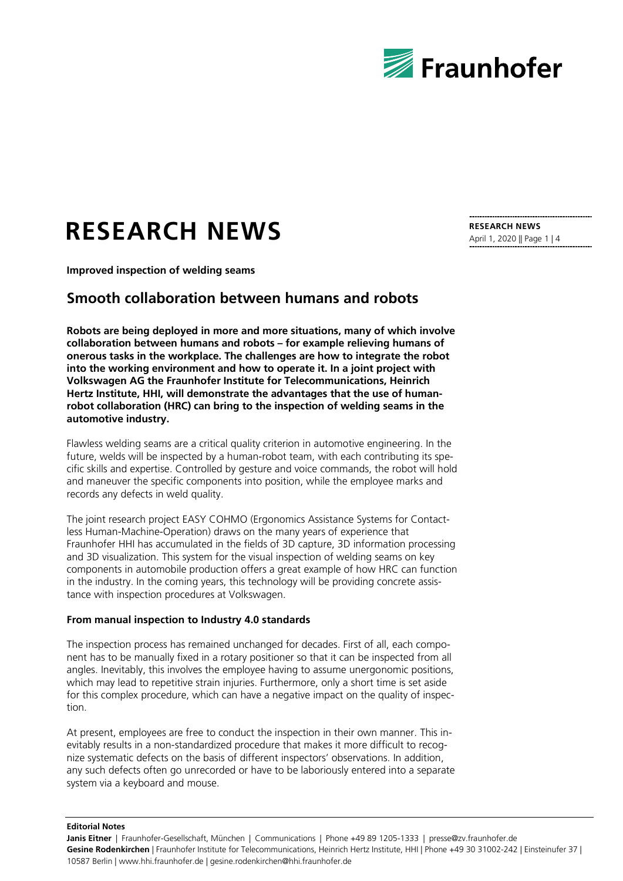# RESEARCH NEWS

**RESEARCH NEWS**
April 1, 2020 || Page 1 | 4

**Improved inspection of welding seams**

## Smooth collaboration between humans and robots

**Robots are being deployed in more and more situations, many of which involve collaboration between humans and robots – for example relieving humans of onerous tasks in the workplace. The challenges are how to integrate the robot into the working environment and how to operate it. In a joint project with Volkswagen AG the Fraunhofer Institute for Telecommunications, Heinrich Hertz Institute, HHI, will demonstrate the advantages that the use of human-robot collaboration (HRC) can bring to the inspection of welding seams in the automotive industry.**

Flawless welding seams are a critical quality criterion in automotive engineering. In the future, welds will be inspected by a human-robot team, with each contributing its specific skills and expertise. Controlled by gesture and voice commands, the robot will hold and maneuver the specific components into position, while the employee marks and records any defects in weld quality.

The joint research project EASY COHMO (Ergonomics Assistance Systems for Contactless Human-Machine-Operation) draws on the many years of experience that Fraunhofer HHI has accumulated in the fields of 3D capture, 3D information processing and 3D visualization. This system for the visual inspection of welding seams on key components in automobile production offers a great example of how HRC can function in the industry. In the coming years, this technology will be providing concrete assistance with inspection procedures at Volkswagen.

### From manual inspection to Industry 4.0 standards

The inspection process has remained unchanged for decades. First of all, each component has to be manually fixed in a rotary positioner so that it can be inspected from all angles. Inevitably, this involves the employee having to assume unergonomic positions, which may lead to repetitive strain injuries. Furthermore, only a short time is set aside for this complex procedure, which can have a negative impact on the quality of inspection.

At present, employees are free to conduct the inspection in their own manner. This inevitably results in a non-standardized procedure that makes it more difficult to recognize systematic defects on the basis of different inspectors' observations. In addition, any such defects often go unrecorded or have to be laboriously entered into a separate system via a keyboard and mouse.

**Editorial Notes**

**Janis Eitner** | Fraunhofer-Gesellschaft, München | Communications | Phone +49 89 1205-1333 | presse@zv.fraunhofer.de
**Gesine Rodenkirchen** | Fraunhofer Institute for Telecommunications, Heinrich Hertz Institute, HHI | Phone +49 30 31002-242 | Einsteinufer 37 | 10587 Berlin | www.hhi.fraunhofer.de | gesine.rodenkirchen@hhi.fraunhofer.de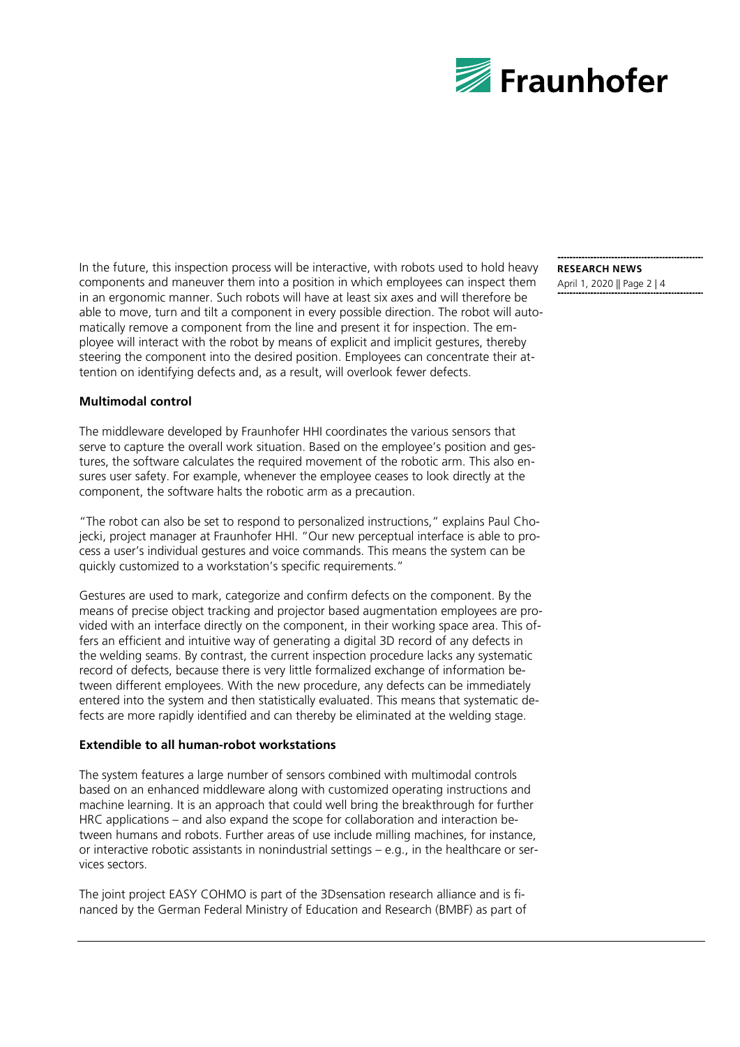In the future, this inspection process will be interactive, with robots used to hold heavy components and maneuver them into a position in which employees can inspect them in an ergonomic manner. Such robots will have at least six axes and will therefore be able to move, turn and tilt a component in every possible direction. The robot will automatically remove a component from the line and present it for inspection. The employee will interact with the robot by means of explicit and implicit gestures, thereby steering the component into the desired position. Employees can concentrate their attention on identifying defects and, as a result, will overlook fewer defects.

**Multimodal control**

The middleware developed by Fraunhofer HHI coordinates the various sensors that serve to capture the overall work situation. Based on the employee's position and gestures, the software calculates the required movement of the robotic arm. This also ensures user safety. For example, whenever the employee ceases to look directly at the component, the software halts the robotic arm as a precaution.

"The robot can also be set to respond to personalized instructions," explains Paul Chojecki, project manager at Fraunhofer HHI. "Our new perceptual interface is able to process a user's individual gestures and voice commands. This means the system can be quickly customized to a workstation's specific requirements."

Gestures are used to mark, categorize and confirm defects on the component. By the means of precise object tracking and projector based augmentation employees are provided with an interface directly on the component, in their working space area. This offers an efficient and intuitive way of generating a digital 3D record of any defects in the welding seams. By contrast, the current inspection procedure lacks any systematic record of defects, because there is very little formalized exchange of information between different employees. With the new procedure, any defects can be immediately entered into the system and then statistically evaluated. This means that systematic defects are more rapidly identified and can thereby be eliminated at the welding stage.

**Extendible to all human-robot workstations**

The system features a large number of sensors combined with multimodal controls based on an enhanced middleware along with customized operating instructions and machine learning. It is an approach that could well bring the breakthrough for further HRC applications – and also expand the scope for collaboration and interaction between humans and robots. Further areas of use include milling machines, for instance, or interactive robotic assistants in nonindustrial settings – e.g., in the healthcare or services sectors.

The joint project EASY COHMO is part of the 3Dsensation research alliance and is financed by the German Federal Ministry of Education and Research (BMBF) as part of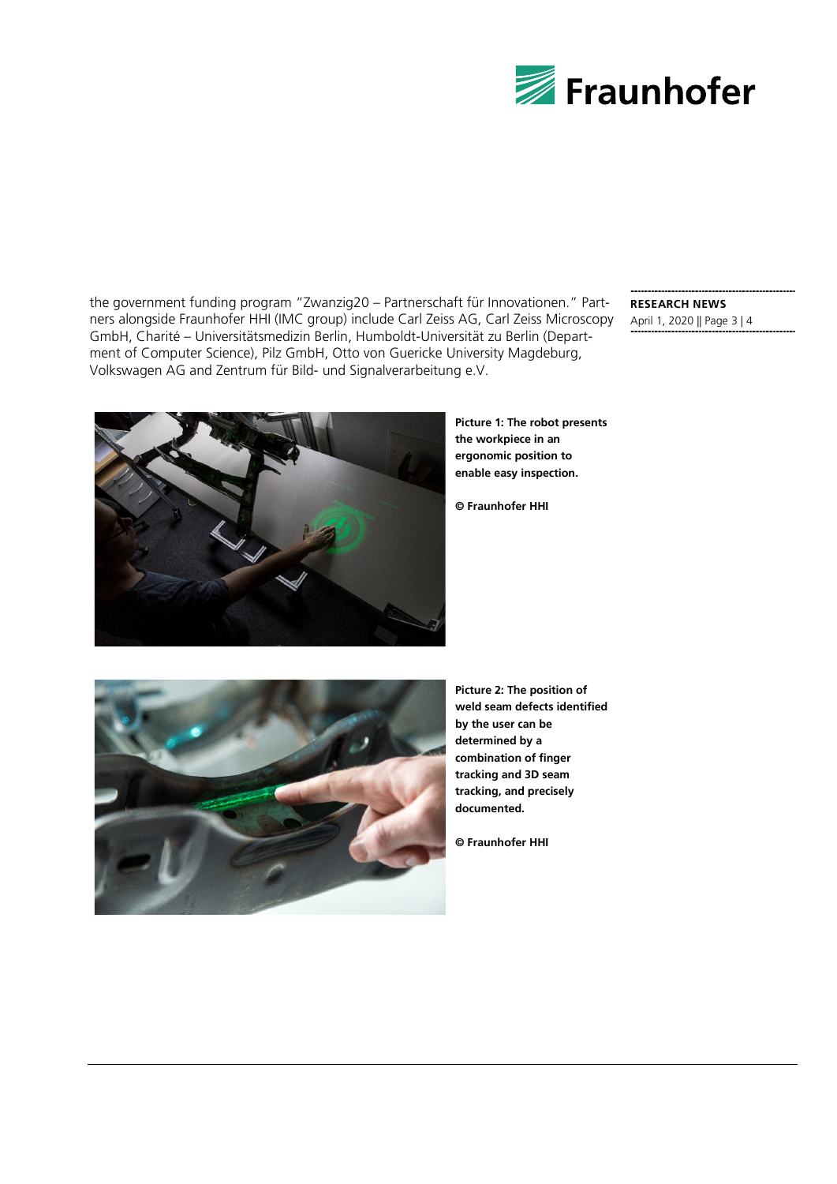the government funding program "Zwanzig20 – Partnerschaft für Innovationen." Partners alongside Fraunhofer HHI (IMC group) include Carl Zeiss AG, Carl Zeiss Microscopy GmbH, Charité – Universitätsmedizin Berlin, Humboldt-Universität zu Berlin (Department of Computer Science), Pilz GmbH, Otto von Guericke University Magdeburg, Volkswagen AG and Zentrum für Bild- und Signalverarbeitung e.V.

**Picture 1: The robot presents the workpiece in an ergonomic position to enable easy inspection.**

**© Fraunhofer HHI**

**Picture 2: The position of weld seam defects identified by the user can be determined by a combination of finger tracking and 3D seam tracking, and precisely documented.**

**© Fraunhofer HHI**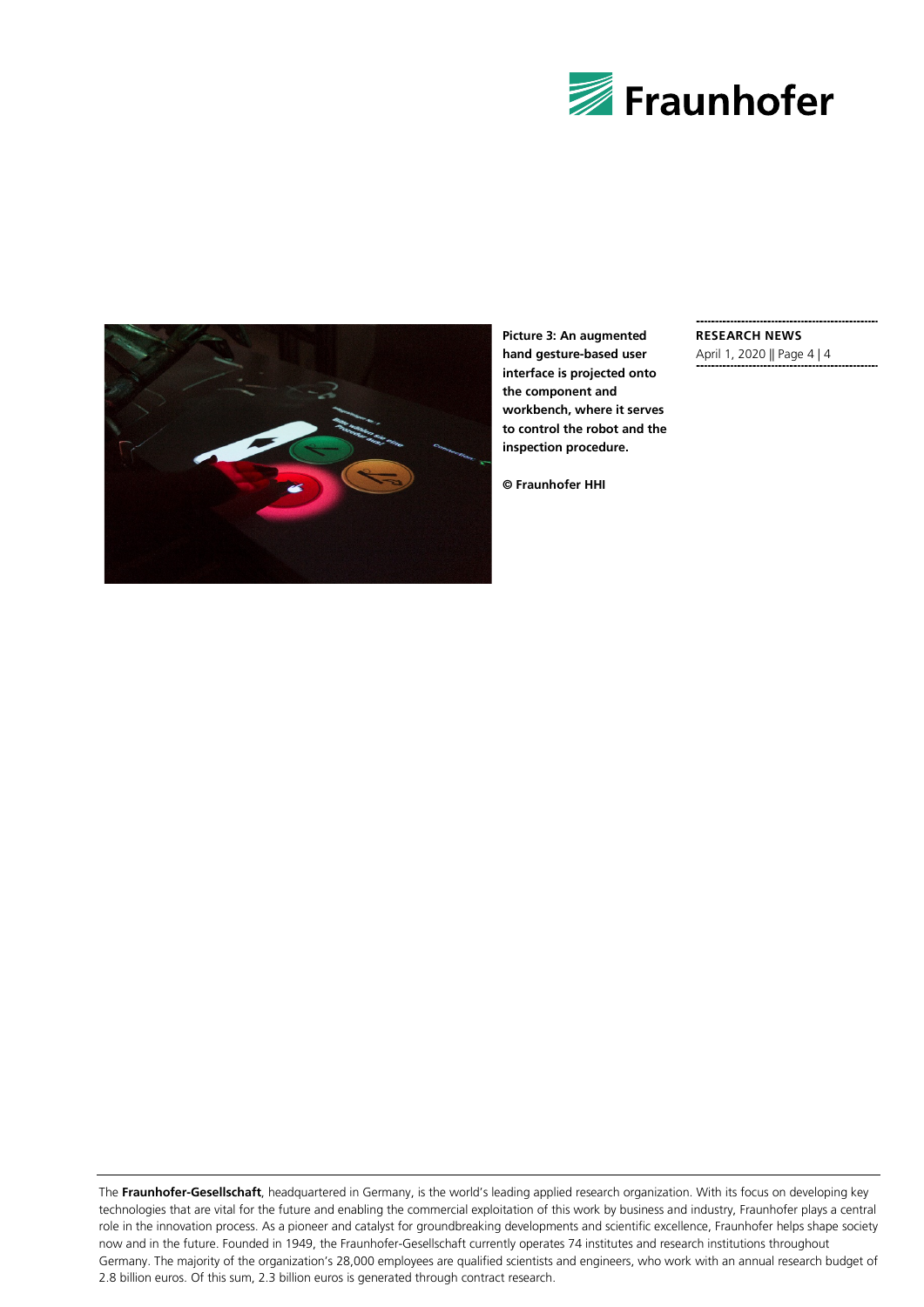**Picture 3: An augmented hand gesture-based user interface is projected onto the component and workbench, where it serves to control the robot and the inspection procedure.**

**© Fraunhofer HHI**

**RESEARCH NEWS**

April 1, 2020 || Page 4 | 4

The **Fraunhofer-Gesellschaft**, headquartered in Germany, is the world's leading applied research organization. With its focus on developing key technologies that are vital for the future and enabling the commercial exploitation of this work by business and industry, Fraunhofer plays a central role in the innovation process. As a pioneer and catalyst for groundbreaking developments and scientific excellence, Fraunhofer helps shape society now and in the future. Founded in 1949, the Fraunhofer-Gesellschaft currently operates 74 institutes and research institutions throughout Germany. The majority of the organization's 28,000 employees are qualified scientists and engineers, who work with an annual research budget of 2.8 billion euros. Of this sum, 2.3 billion euros is generated through contract research.